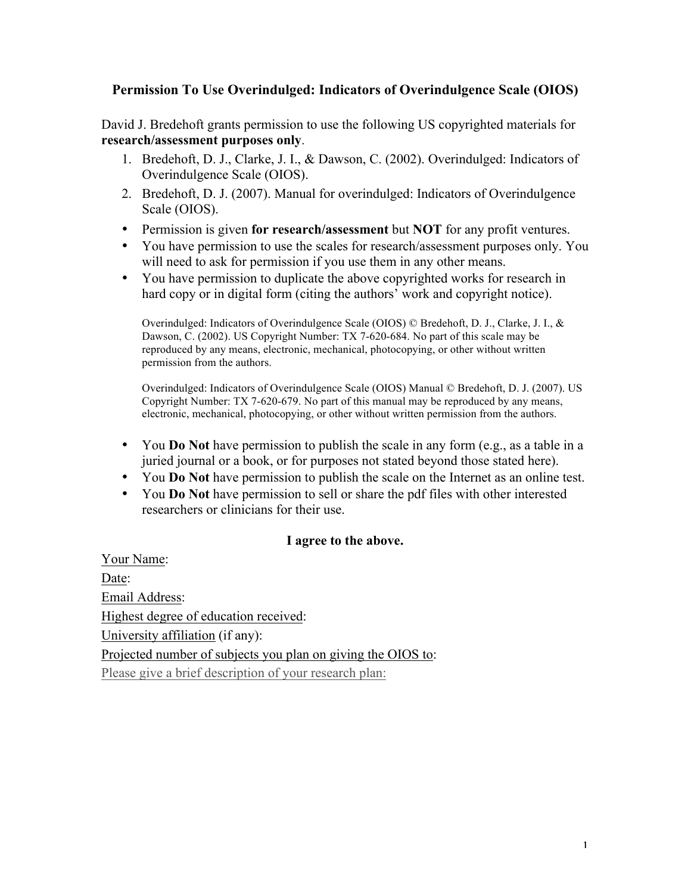# Permission To Use Overindulged: Indicators of Overindulgence Scale (OIOS)

David J. Bredehoft grants permission to use the following US copyrighted materials for **research/assessment purposes only**.

1. Bredehoft, D. J., Clarke, J. I., & Dawson, C. (2002). Overindulged: Indicators of Overindulgence Scale (OIOS).
2. Bredehoft, D. J. (2007). Manual for overindulged: Indicators of Overindulgence Scale (OIOS).

- Permission is given **for research/assessment** but **NOT** for any profit ventures.
- You have permission to use the scales for research/assessment purposes only. You will need to ask for permission if you use them in any other means.
- You have permission to duplicate the above copyrighted works for research in hard copy or in digital form (citing the authors' work and copyright notice).

  Overindulged: Indicators of Overindulgence Scale (OIOS) © Bredehoft, D. J., Clarke, J. I., & Dawson, C. (2002). US Copyright Number: TX 7-620-684. No part of this scale may be reproduced by any means, electronic, mechanical, photocopying, or other without written permission from the authors.

  Overindulged: Indicators of Overindulgence Scale (OIOS) Manual © Bredehoft, D. J. (2007). US Copyright Number: TX 7-620-679. No part of this manual may be reproduced by any means, electronic, mechanical, photocopying, or other without written permission from the authors.

- You **Do Not** have permission to publish the scale in any form (e.g., as a table in a juried journal or a book, or for purposes not stated beyond those stated here).
- You **Do Not** have permission to publish the scale on the Internet as an online test.
- You **Do Not** have permission to sell or share the pdf files with other interested researchers or clinicians for their use.

**I agree to the above.**

Your Name:

Date:

Email Address:

Highest degree of education received:

University affiliation (if any):

Projected number of subjects you plan on giving the OIOS to:

Please give a brief description of your research plan: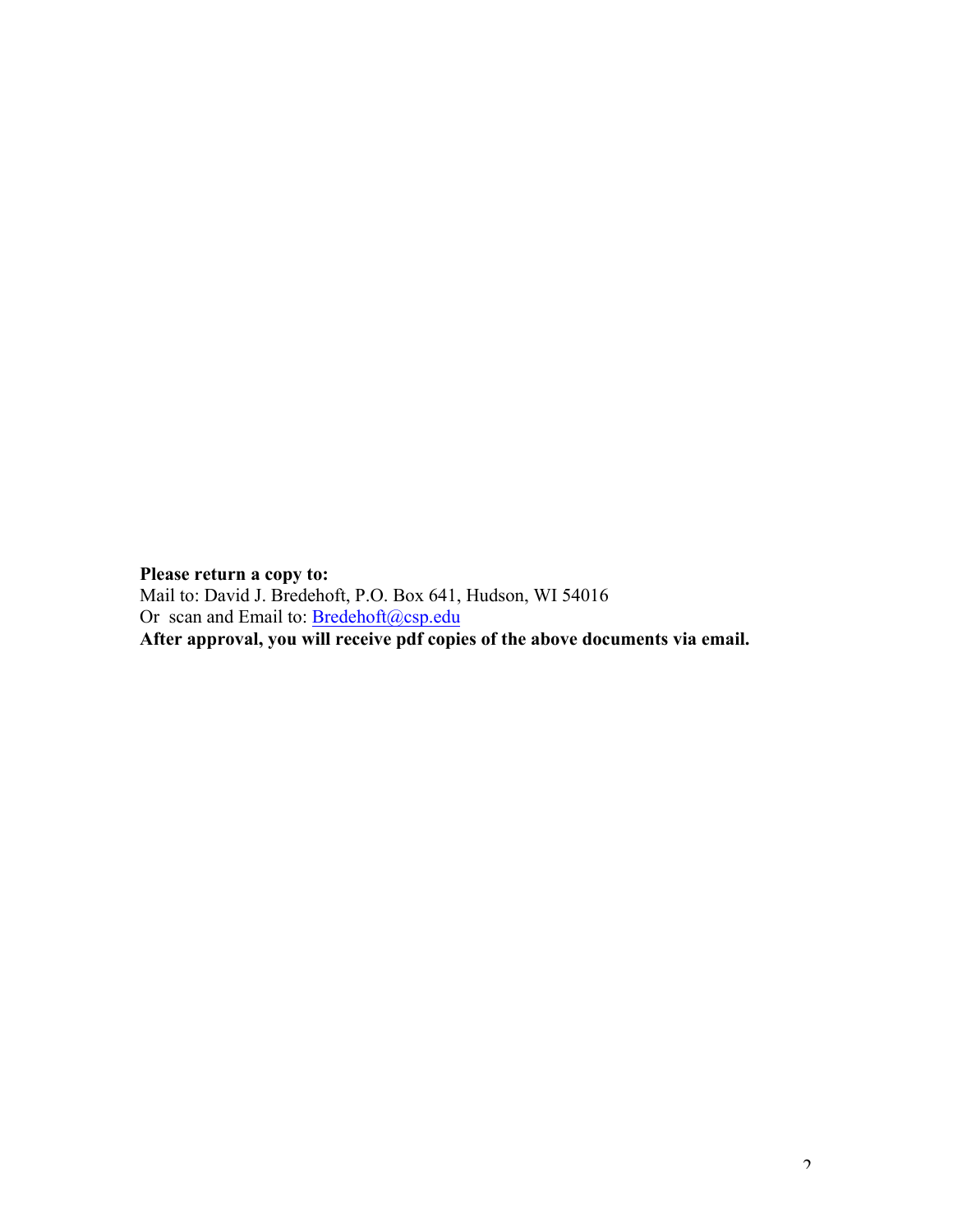**Please return a copy to:**
Mail to: David J. Bredehoft, P.O. Box 641, Hudson, WI 54016
Or scan and Email to: Bredehoft@csp.edu
**After approval, you will receive pdf copies of the above documents via email.**